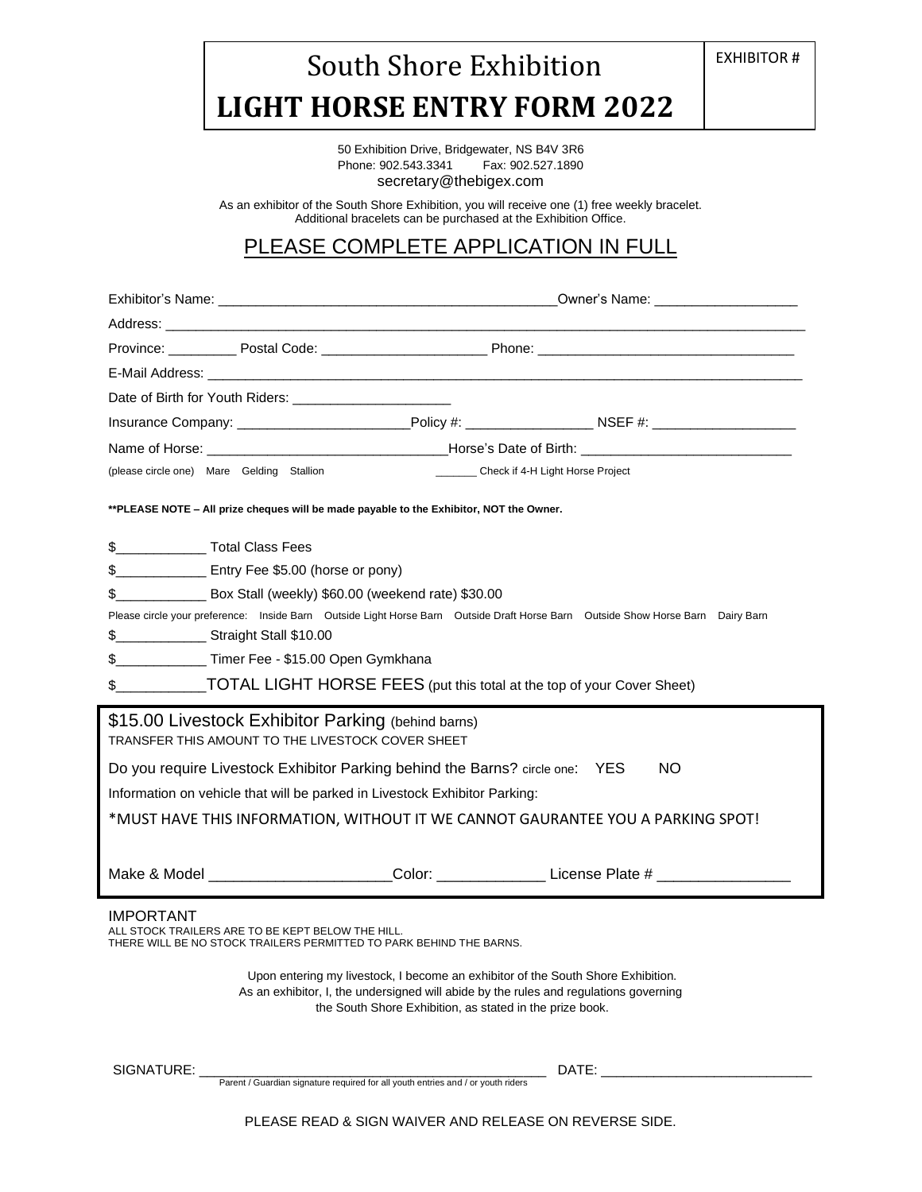# South Shore Exhibition

# LIGHT HORSE ENTRY FORM 2022

EXHIBITOR #

50 Exhibition Drive, Bridgewater, NS B4V 3R6
Phone: 902.543.3341    Fax: 902.527.1890
secretary@thebigex.com

As an exhibitor of the South Shore Exhibition, you will receive one (1) free weekly bracelet.
Additional bracelets can be purchased at the Exhibition Office.

## PLEASE COMPLETE APPLICATION IN FULL

Exhibitor's Name: _____________________________________________ Owner's Name: ___________________

Address: ___________________________________________________________________________________________

Province: _________ Postal Code: ______________________ Phone: __________________________________

E-Mail Address: ____________________________________________________________________________________

Date of Birth for Youth Riders: _____________________

Insurance Company: ______________________ Policy #: _________________ NSEF #: ___________________

Name of Horse: ________________________________ Horse's Date of Birth: ____________________________

(please circle one) Mare Gelding Stallion    _______ Check if 4-H Light Horse Project

**PLEASE NOTE – All prize cheques will be made payable to the Exhibitor, NOT the Owner.**

$____________ Total Class Fees

$____________ Entry Fee $5.00 (horse or pony)

$____________ Box Stall (weekly) $60.00 (weekend rate) $30.00

Please circle your preference: Inside Barn Outside Light Horse Barn Outside Draft Horse Barn Outside Show Horse Barn Dairy Barn

$____________ Straight Stall $10.00

$____________ Timer Fee - $15.00 Open Gymkhana

$___________ TOTAL LIGHT HORSE FEES (put this total at the top of your Cover Sheet)

$15.00 Livestock Exhibitor Parking (behind barns)
TRANSFER THIS AMOUNT TO THE LIVESTOCK COVER SHEET

Do you require Livestock Exhibitor Parking behind the Barns? circle one: YES NO

Information on vehicle that will be parked in Livestock Exhibitor Parking:

*MUST HAVE THIS INFORMATION, WITHOUT IT WE CANNOT GAURANTEE YOU A PARKING SPOT!

Make & Model ______________________ Color: _____________ License Plate # ________________

IMPORTANT
ALL STOCK TRAILERS ARE TO BE KEPT BELOW THE HILL.
THERE WILL BE NO STOCK TRAILERS PERMITTED TO PARK BEHIND THE BARNS.

Upon entering my livestock, I become an exhibitor of the South Shore Exhibition.
As an exhibitor, I, the undersigned will abide by the rules and regulations governing
the South Shore Exhibition, as stated in the prize book.

SIGNATURE: _______________________________________________ DATE: ___________________________
Parent / Guardian signature required for all youth entries and / or youth riders

PLEASE READ & SIGN WAIVER AND RELEASE ON REVERSE SIDE.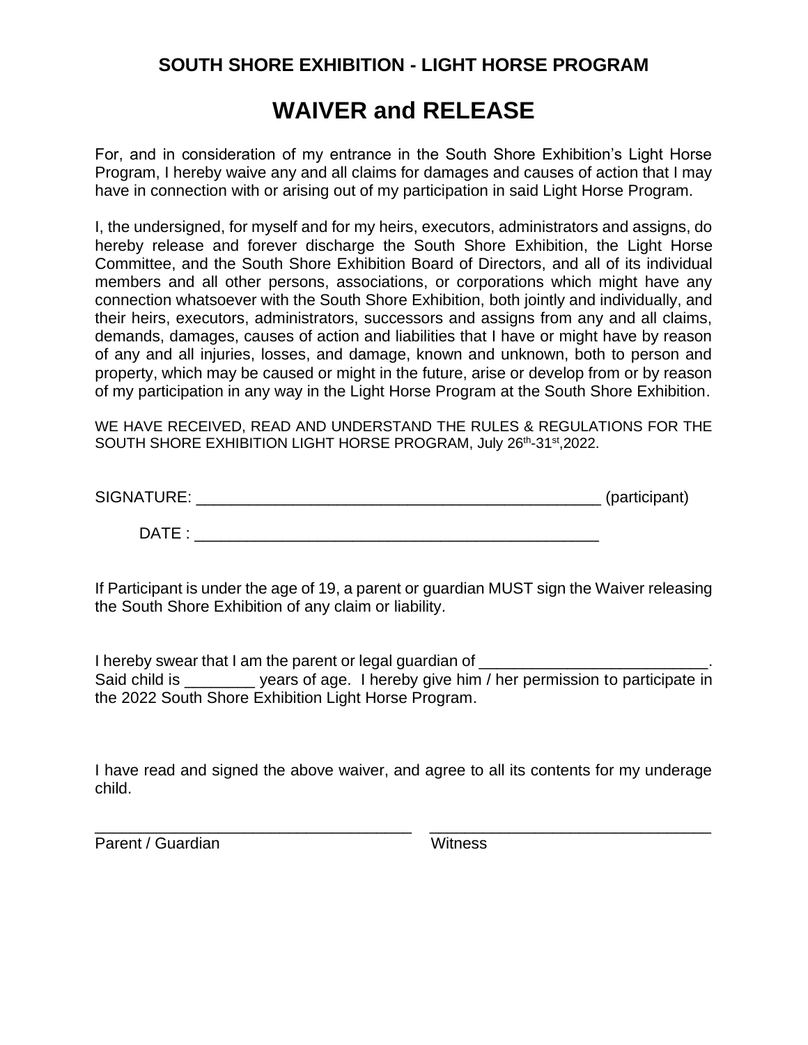## SOUTH SHORE EXHIBITION - LIGHT HORSE PROGRAM

# WAIVER and RELEASE

For, and in consideration of my entrance in the South Shore Exhibition's Light Horse Program, I hereby waive any and all claims for damages and causes of action that I may have in connection with or arising out of my participation in said Light Horse Program.

I, the undersigned, for myself and for my heirs, executors, administrators and assigns, do hereby release and forever discharge the South Shore Exhibition, the Light Horse Committee, and the South Shore Exhibition Board of Directors, and all of its individual members and all other persons, associations, or corporations which might have any connection whatsoever with the South Shore Exhibition, both jointly and individually, and their heirs, executors, administrators, successors and assigns from any and all claims, demands, damages, causes of action and liabilities that I have or might have by reason of any and all injuries, losses, and damage, known and unknown, both to person and property, which may be caused or might in the future, arise or develop from or by reason of my participation in any way in the Light Horse Program at the South Shore Exhibition.

WE HAVE RECEIVED, READ AND UNDERSTAND THE RULES & REGULATIONS FOR THE SOUTH SHORE EXHIBITION LIGHT HORSE PROGRAM, July 26th-31st,2022.

SIGNATURE: _______________________________________________ (participant)

DATE : _______________________________________________

If Participant is under the age of 19, a parent or guardian MUST sign the Waiver releasing the South Shore Exhibition of any claim or liability.

I hereby swear that I am the parent or legal guardian of __________________________. Said child is ________ years of age. I hereby give him / her permission to participate in the 2022 South Shore Exhibition Light Horse Program.

I have read and signed the above waiver, and agree to all its contents for my underage child.

____________________________________ ________________________________

Parent / Guardian Witness